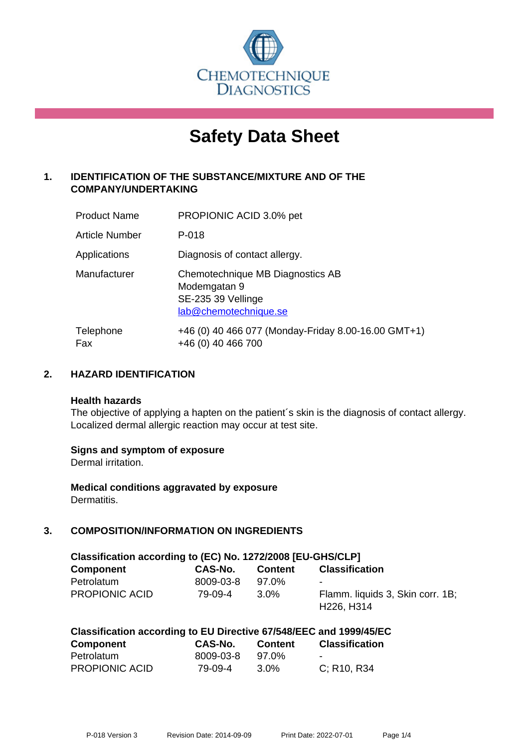CHEMOTECHNIQUE DIAGNOSTICS

# Safety Data Sheet

## 1. IDENTIFICATION OF THE SUBSTANCE/MIXTURE AND OF THE COMPANY/UNDERTAKING

| | |
|---|---|
| Product Name | PROPIONIC ACID 3.0% pet |
| Article Number | P-018 |
| Applications | Diagnosis of contact allergy. |
| Manufacturer | Chemotechnique MB Diagnostics AB<br>Modemgatan 9<br>SE-235 39 Vellinge<br>lab@chemotechnique.se |
| Telephone<br>Fax | +46 (0) 40 466 077 (Monday-Friday 8.00-16.00 GMT+1)<br>+46 (0) 40 466 700 |

## 2. HAZARD IDENTIFICATION

**Health hazards**

The objective of applying a hapten on the patient´s skin is the diagnosis of contact allergy. Localized dermal allergic reaction may occur at test site.

**Signs and symptom of exposure**

Dermal irritation.

**Medical conditions aggravated by exposure**

Dermatitis.

## 3. COMPOSITION/INFORMATION ON INGREDIENTS

**Classification according to (EC) No. 1272/2008 [EU-GHS/CLP]**

| Component | CAS-No. | Content | Classification |
|---|---|---|---|
| Petrolatum | 8009-03-8 | 97.0% | - |
| PROPIONIC ACID | 79-09-4 | 3.0% | Flamm. liquids 3, Skin corr. 1B; H226, H314 |

**Classification according to EU Directive 67/548/EEC and 1999/45/EC**

| Component | CAS-No. | Content | Classification |
|---|---|---|---|
| Petrolatum | 8009-03-8 | 97.0% | - |
| PROPIONIC ACID | 79-09-4 | 3.0% | C; R10, R34 |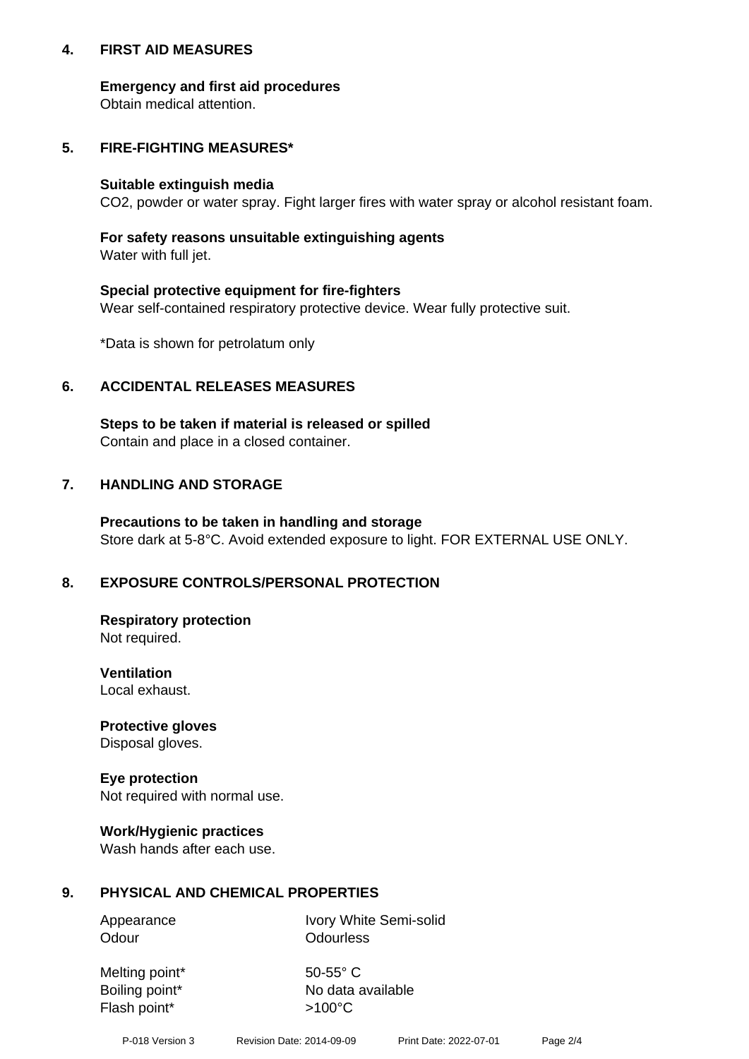## 4. FIRST AID MEASURES

**Emergency and first aid procedures**
Obtain medical attention.

## 5. FIRE-FIGHTING MEASURES*

**Suitable extinguish media**
$CO_2$, powder or water spray. Fight larger fires with water spray or alcohol resistant foam.

**For safety reasons unsuitable extinguishing agents**
Water with full jet.

**Special protective equipment for fire-fighters**
Wear self-contained respiratory protective device. Wear fully protective suit.

*Data is shown for petrolatum only

## 6. ACCIDENTAL RELEASES MEASURES

**Steps to be taken if material is released or spilled**
Contain and place in a closed container.

## 7. HANDLING AND STORAGE

**Precautions to be taken in handling and storage**
Store dark at 5-8°C. Avoid extended exposure to light. FOR EXTERNAL USE ONLY.

## 8. EXPOSURE CONTROLS/PERSONAL PROTECTION

**Respiratory protection**
Not required.

**Ventilation**
Local exhaust.

**Protective gloves**
Disposal gloves.

**Eye protection**
Not required with normal use.

**Work/Hygienic practices**
Wash hands after each use.

## 9. PHYSICAL AND CHEMICAL PROPERTIES

| | |
|---|---|
| Appearance | Ivory White Semi-solid |
| Odour | Odourless |
| Melting point* | 50-55° C |
| Boiling point* | No data available |
| Flash point* | >100°C |

P-018 Version 3 Revision Date: 2014-09-09 Print Date: 2022-07-01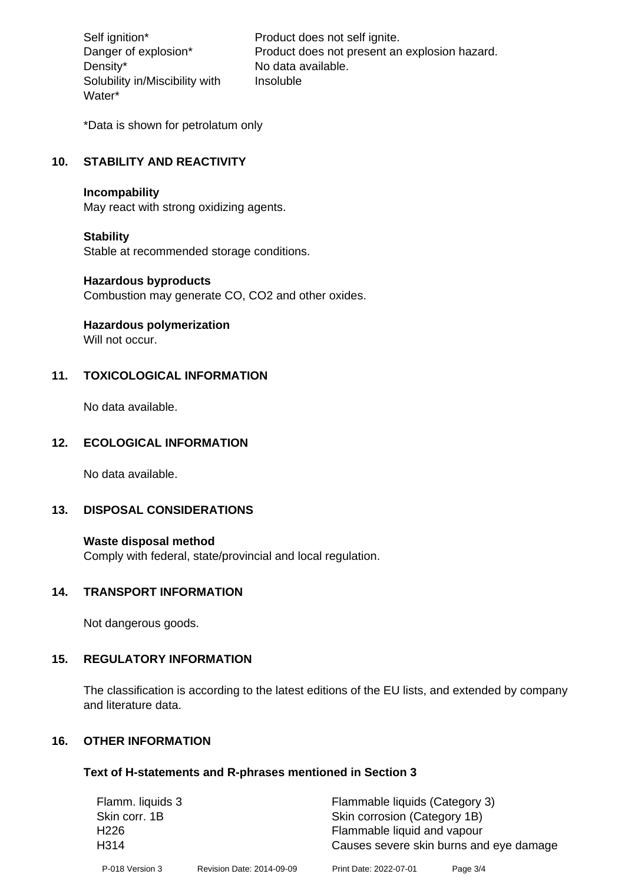| | |
|---|---|
| Self ignition* | Product does not self ignite. |
| Danger of explosion* | Product does not present an explosion hazard. |
| Density* | No data available. |
| Solubility in/Miscibility with Water* | Insoluble |

*Data is shown for petrolatum only

## 10. STABILITY AND REACTIVITY

**Incompability**
May react with strong oxidizing agents.

**Stability**
Stable at recommended storage conditions.

**Hazardous byproducts**
Combustion may generate CO, $CO_2$ and other oxides.

**Hazardous polymerization**
Will not occur.

## 11. TOXICOLOGICAL INFORMATION

No data available.

## 12. ECOLOGICAL INFORMATION

No data available.

## 13. DISPOSAL CONSIDERATIONS

**Waste disposal method**
Comply with federal, state/provincial and local regulation.

## 14. TRANSPORT INFORMATION

Not dangerous goods.

## 15. REGULATORY INFORMATION

The classification is according to the latest editions of the EU lists, and extended by company and literature data.

## 16. OTHER INFORMATION

### Text of H-statements and R-phrases mentioned in Section 3

| | |
|---|---|
| Flamm. liquids 3 | Flammable liquids (Category 3) |
| Skin corr. 1B | Skin corrosion (Category 1B) |
| H226 | Flammable liquid and vapour |
| H314 | Causes severe skin burns and eye damage |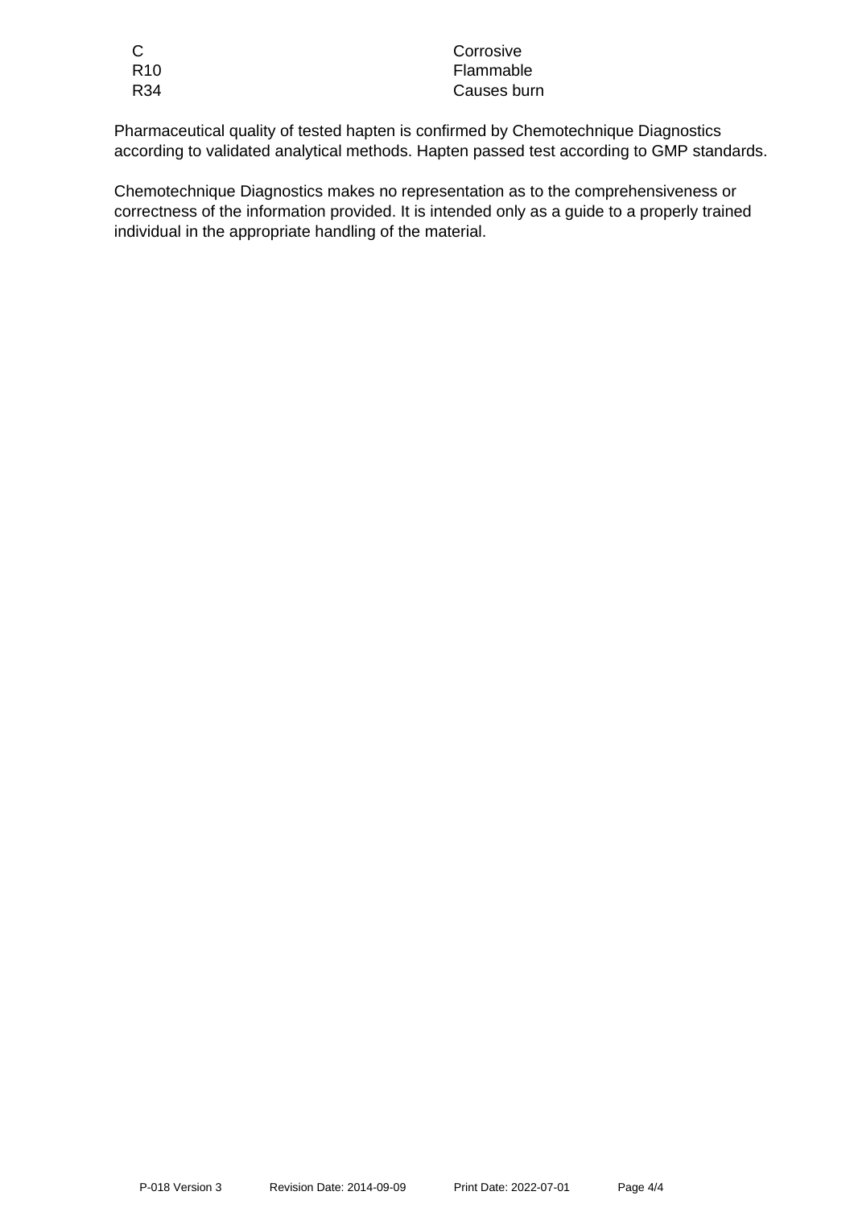| | |
|---|---|
| C | Corrosive |
| R10 | Flammable |
| R34 | Causes burn |

Pharmaceutical quality of tested hapten is confirmed by Chemotechnique Diagnostics according to validated analytical methods. Hapten passed test according to GMP standards.

Chemotechnique Diagnostics makes no representation as to the comprehensiveness or correctness of the information provided. It is intended only as a guide to a properly trained individual in the appropriate handling of the material.